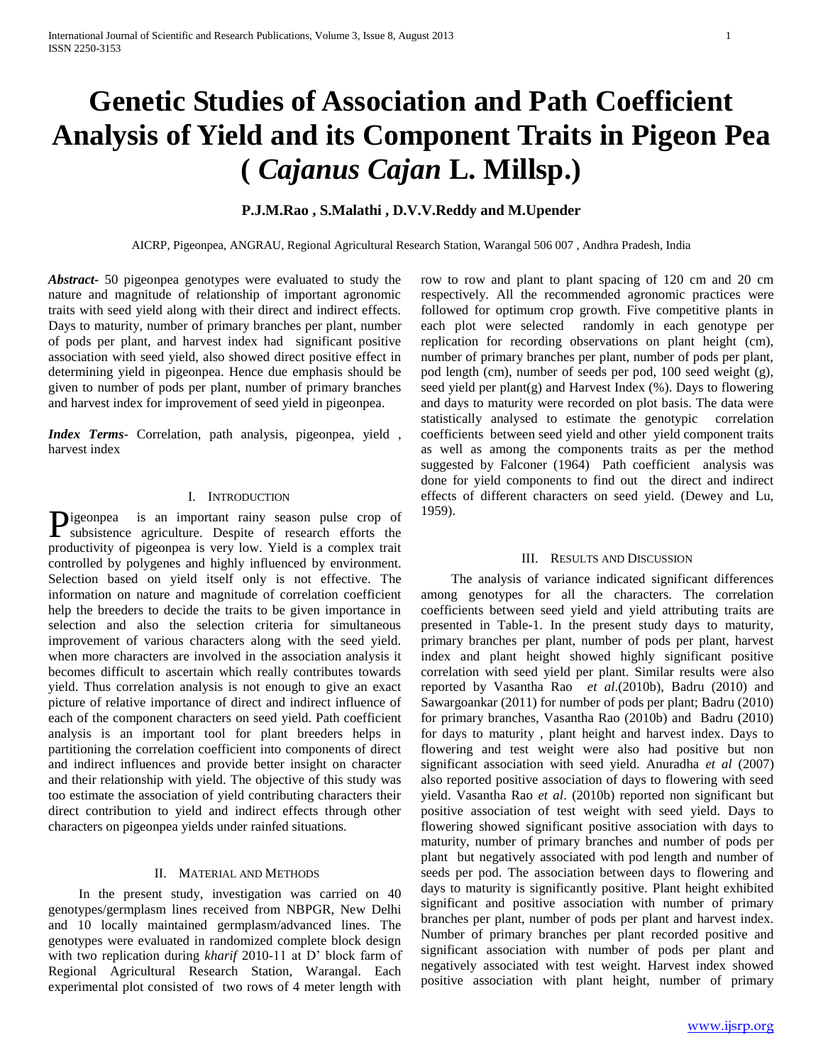# Genetic Studies of Association and Path Coefficient Analysis of Yield and its Component Traits in Pigeon Pea ( *Cajanus Cajan* L. Millsp.)

**P.J.M.Rao , S.Malathi , D.V.V.Reddy and M.Upender**

AICRP, Pigeonpea, ANGRAU, Regional Agricultural Research Station, Warangal 506 007 , Andhra Pradesh, India

***Abstract-*** 50 pigeonpea genotypes were evaluated to study the nature and magnitude of relationship of important agronomic traits with seed yield along with their direct and indirect effects. Days to maturity, number of primary branches per plant, number of pods per plant, and harvest index had significant positive association with seed yield, also showed direct positive effect in determining yield in pigeonpea. Hence due emphasis should be given to number of pods per plant, number of primary branches and harvest index for improvement of seed yield in pigeonpea.

***Index Terms*-** Correlation, path analysis, pigeonpea, yield , harvest index

## I. INTRODUCTION

Pigeonpea is an important rainy season pulse crop of subsistence agriculture. Despite of research efforts the productivity of pigeonpea is very low. Yield is a complex trait controlled by polygenes and highly influenced by environment. Selection based on yield itself only is not effective. The information on nature and magnitude of correlation coefficient help the breeders to decide the traits to be given importance in selection and also the selection criteria for simultaneous improvement of various characters along with the seed yield. when more characters are involved in the association analysis it becomes difficult to ascertain which really contributes towards yield. Thus correlation analysis is not enough to give an exact picture of relative importance of direct and indirect influence of each of the component characters on seed yield. Path coefficient analysis is an important tool for plant breeders helps in partitioning the correlation coefficient into components of direct and indirect influences and provide better insight on character and their relationship with yield. The objective of this study was too estimate the association of yield contributing characters their direct contribution to yield and indirect effects through other characters on pigeonpea yields under rainfed situations.

## II. MATERIAL AND METHODS

In the present study, investigation was carried on 40 genotypes/germplasm lines received from NBPGR, New Delhi and 10 locally maintained germplasm/advanced lines. The genotypes were evaluated in randomized complete block design with two replication during *kharif* 2010-11 at D' block farm of Regional Agricultural Research Station, Warangal. Each experimental plot consisted of two rows of 4 meter length with row to row and plant to plant spacing of 120 cm and 20 cm respectively. All the recommended agronomic practices were followed for optimum crop growth. Five competitive plants in each plot were selected randomly in each genotype per replication for recording observations on plant height (cm), number of primary branches per plant, number of pods per plant, pod length (cm), number of seeds per pod, 100 seed weight (g), seed yield per plant(g) and Harvest Index (%). Days to flowering and days to maturity were recorded on plot basis. The data were statistically analysed to estimate the genotypic correlation coefficients between seed yield and other yield component traits as well as among the components traits as per the method suggested by Falconer (1964) Path coefficient analysis was done for yield components to find out the direct and indirect effects of different characters on seed yield. (Dewey and Lu, 1959).

## III. RESULTS AND DISCUSSION

The analysis of variance indicated significant differences among genotypes for all the characters. The correlation coefficients between seed yield and yield attributing traits are presented in Table-1. In the present study days to maturity, primary branches per plant, number of pods per plant, harvest index and plant height showed highly significant positive correlation with seed yield per plant. Similar results were also reported by Vasantha Rao *et al*.(2010b), Badru (2010) and Sawargoankar (2011) for number of pods per plant; Badru (2010) for primary branches, Vasantha Rao (2010b) and Badru (2010) for days to maturity , plant height and harvest index. Days to flowering and test weight were also had positive but non significant association with seed yield. Anuradha *et al* (2007) also reported positive association of days to flowering with seed yield. Vasantha Rao *et al*. (2010b) reported non significant but positive association of test weight with seed yield. Days to flowering showed significant positive association with days to maturity, number of primary branches and number of pods per plant but negatively associated with pod length and number of seeds per pod. The association between days to flowering and days to maturity is significantly positive. Plant height exhibited significant and positive association with number of primary branches per plant, number of pods per plant and harvest index. Number of primary branches per plant recorded positive and significant association with number of pods per plant and negatively associated with test weight. Harvest index showed positive association with plant height, number of primary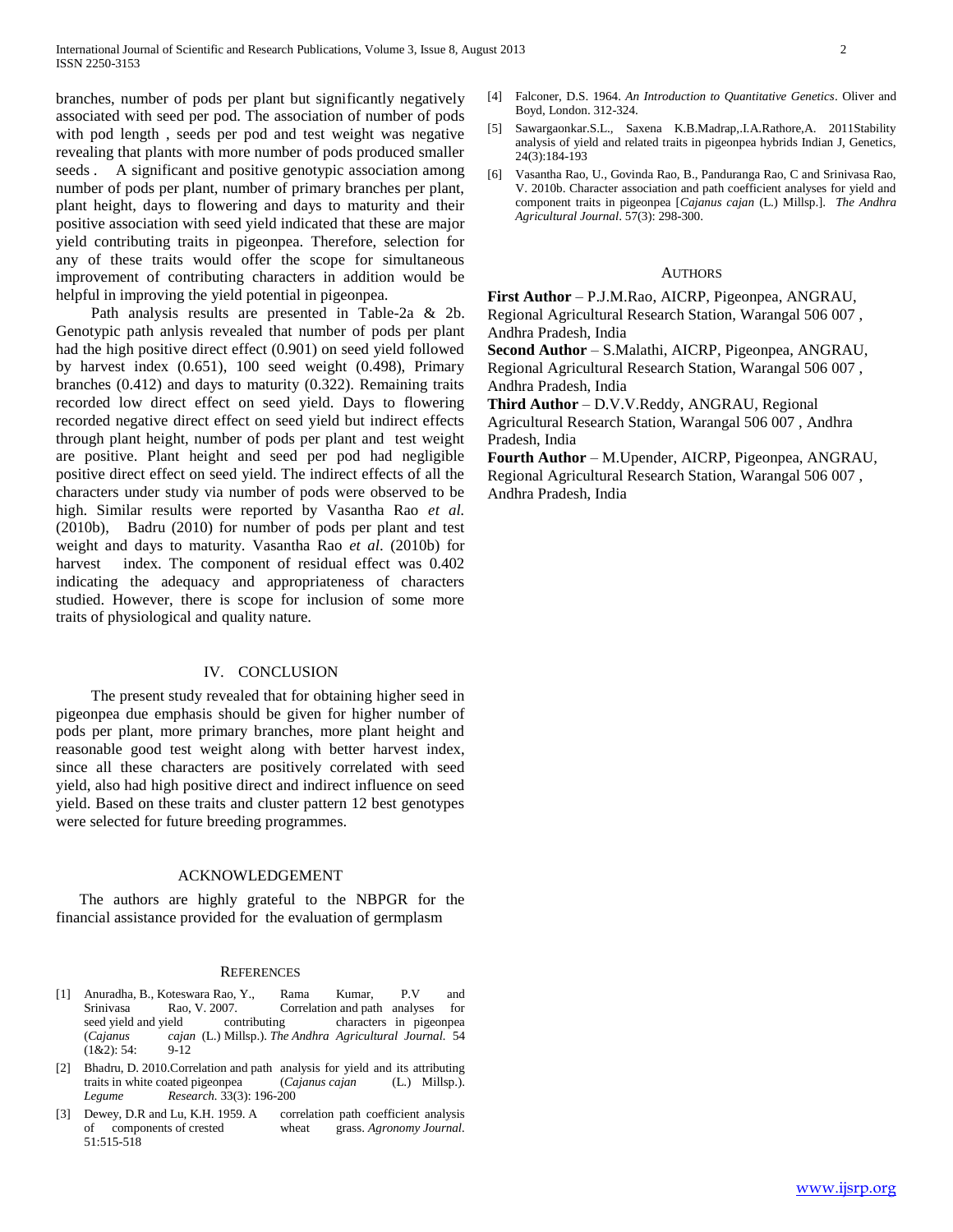branches, number of pods per plant but significantly negatively associated with seed per pod. The association of number of pods with pod length , seeds per pod and test weight was negative revealing that plants with more number of pods produced smaller seeds . A significant and positive genotypic association among number of pods per plant, number of primary branches per plant, plant height, days to flowering and days to maturity and their positive association with seed yield indicated that these are major yield contributing traits in pigeonpea. Therefore, selection for any of these traits would offer the scope for simultaneous improvement of contributing characters in addition would be helpful in improving the yield potential in pigeonpea.

Path analysis results are presented in Table-2a & 2b. Genotypic path anlysis revealed that number of pods per plant had the high positive direct effect (0.901) on seed yield followed by harvest index (0.651), 100 seed weight (0.498), Primary branches (0.412) and days to maturity (0.322). Remaining traits recorded low direct effect on seed yield. Days to flowering recorded negative direct effect on seed yield but indirect effects through plant height, number of pods per plant and test weight are positive. Plant height and seed per pod had negligible positive direct effect on seed yield. The indirect effects of all the characters under study via number of pods were observed to be high. Similar results were reported by Vasantha Rao *et al.* (2010b), Badru (2010) for number of pods per plant and test weight and days to maturity. Vasantha Rao *et al.* (2010b) for harvest index. The component of residual effect was 0.402 indicating the adequacy and appropriateness of characters studied. However, there is scope for inclusion of some more traits of physiological and quality nature.

## IV. CONCLUSION

The present study revealed that for obtaining higher seed in pigeonpea due emphasis should be given for higher number of pods per plant, more primary branches, more plant height and reasonable good test weight along with better harvest index, since all these characters are positively correlated with seed yield, also had high positive direct and indirect influence on seed yield. Based on these traits and cluster pattern 12 best genotypes were selected for future breeding programmes.

## ACKNOWLEDGEMENT

The authors are highly grateful to the NBPGR for the financial assistance provided for the evaluation of germplasm

## REFERENCES

[1] Anuradha, B., Koteswara Rao, Y., Rama Kumar, P.V and Srinivasa Rao, V. 2007. Correlation and path analyses for seed yield and yield contributing characters in pigeonpea (*Cajanus cajan* (L.) Millsp.). *The Andhra Agricultural Journal.* 54 (1&2): 54: 9-12

[2] Bhadru, D. 2010.Correlation and path analysis for yield and its attributing traits in white coated pigeonpea (*Cajanus cajan* (L.) Millsp.). *Legume Research.* 33(3): 196-200

[3] Dewey, D.R and Lu, K.H. 1959. A correlation path coefficient analysis of components of crested wheat grass. *Agronomy Journal*. 51:515-518

[4] Falconer, D.S. 1964. *An Introduction to Quantitative Genetics*. Oliver and Boyd, London. 312-324.

[5] Sawargaonkar.S.L., Saxena K.B.Madrap,.I.A.Rathore,A. 2011Stability analysis of yield and related traits in pigeonpea hybrids Indian J, Genetics, 24(3):184-193

[6] Vasantha Rao, U., Govinda Rao, B., Panduranga Rao, C and Srinivasa Rao, V. 2010b. Character association and path coefficient analyses for yield and component traits in pigeonpea [*Cajanus cajan* (L.) Millsp.]. *The Andhra Agricultural Journal*. 57(3): 298-300.

## AUTHORS

**First Author** – P.J.M.Rao, AICRP, Pigeonpea, ANGRAU, Regional Agricultural Research Station, Warangal 506 007 , Andhra Pradesh, India

**Second Author** – S.Malathi, AICRP, Pigeonpea, ANGRAU, Regional Agricultural Research Station, Warangal 506 007 , Andhra Pradesh, India

**Third Author** – D.V.V.Reddy, ANGRAU, Regional Agricultural Research Station, Warangal 506 007 , Andhra Pradesh, India

**Fourth Author** – M.Upender, AICRP, Pigeonpea, ANGRAU, Regional Agricultural Research Station, Warangal 506 007 , Andhra Pradesh, India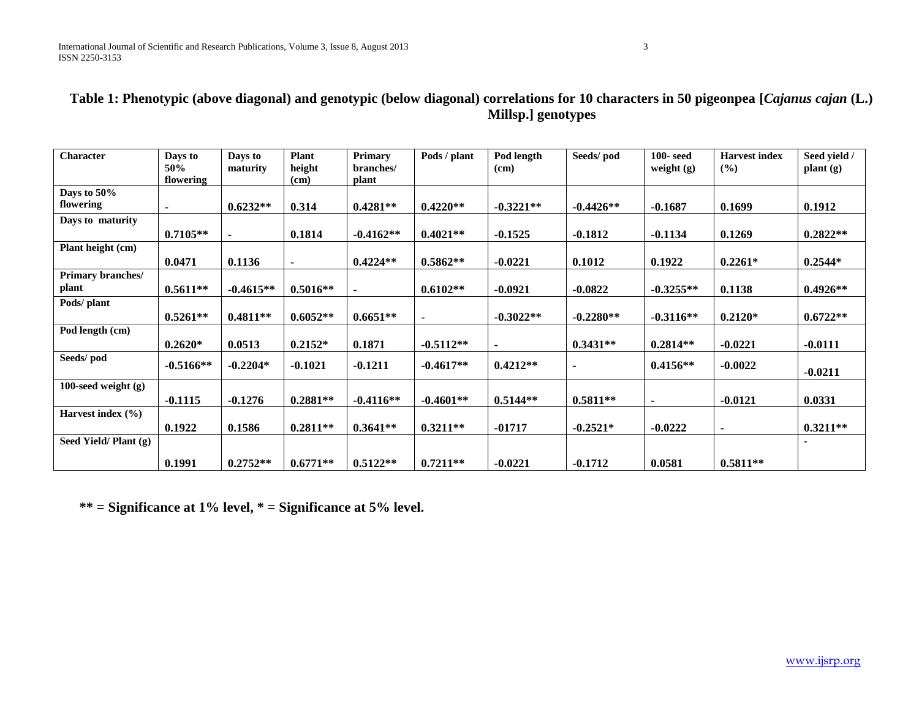**Table 1: Phenotypic (above diagonal) and genotypic (below diagonal) correlations for 10 characters in 50 pigeonpea [*Cajanus cajan* (L.) Millsp.] genotypes**

| Character | Days to 50% flowering | Days to maturity | Plant height (cm) | Primary branches/ plant | Pods / plant | Pod length (cm) | Seeds/ pod | 100- seed weight (g) | Harvest index (%) | Seed yield / plant (g) |
|---|---|---|---|---|---|---|---|---|---|---|
| **Days to 50% flowering** | - | 0.6232** | 0.314 | 0.4281** | 0.4220** | -0.3221** | -0.4426** | -0.1687 | 0.1699 | 0.1912 |
| **Days to maturity** | 0.7105** | - | 0.1814 | -0.4162** | 0.4021** | -0.1525 | -0.1812 | -0.1134 | 0.1269 | 0.2822** |
| **Plant height (cm)** | 0.0471 | 0.1136 | - | 0.4224** | 0.5862** | -0.0221 | 0.1012 | 0.1922 | 0.2261* | 0.2544* |
| **Primary branches/ plant** | 0.5611** | -0.4615** | 0.5016** | - | 0.6102** | -0.0921 | -0.0822 | -0.3255** | 0.1138 | 0.4926** |
| **Pods/ plant** | 0.5261** | 0.4811** | 0.6052** | 0.6651** | - | -0.3022** | -0.2280** | -0.3116** | 0.2120* | 0.6722** |
| **Pod length (cm)** | 0.2620* | 0.0513 | 0.2152* | 0.1871 | -0.5112** | - | 0.3431** | 0.2814** | -0.0221 | -0.0111 |
| **Seeds/ pod** | -0.5166** | -0.2204* | -0.1021 | -0.1211 | -0.4617** | 0.4212** | - | 0.4156** | -0.0022 | -0.0211 |
| **100-seed weight (g)** | -0.1115 | -0.1276 | 0.2881** | -0.4116** | -0.4601** | 0.5144** | 0.5811** | - | -0.0121 | 0.0331 |
| **Harvest index (%)** | 0.1922 | 0.1586 | 0.2811** | 0.3641** | 0.3211** | -01717 | -0.2521* | -0.0222 | - | 0.3211** |
| **Seed Yield/ Plant (g)** | 0.1991 | 0.2752** | 0.6771** | 0.5122** | 0.7211** | -0.0221 | -0.1712 | 0.0581 | 0.5811** | - |

**** = Significance at 1% level, * = Significance at 5% level.**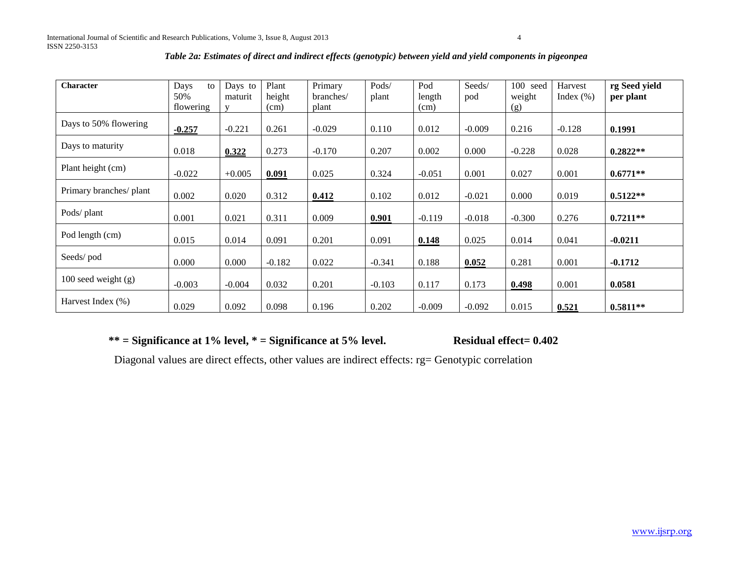*Table 2a: Estimates of direct and indirect effects (genotypic) between yield and yield components in pigeonpea*

| **Character** | Days to 50% flowering | Days to maturity | Plant height (cm) | Primary branches/ plant | Pods/ plant | Pod length (cm) | Seeds/ pod | 100 seed weight (g) | Harvest Index (%) | **rg Seed yield per plant** |
|---|---|---|---|---|---|---|---|---|---|---|
| Days to 50% flowering | **-0.257** | -0.221 | 0.261 | -0.029 | 0.110 | 0.012 | -0.009 | 0.216 | -0.128 | **0.1991** |
| Days to maturity | 0.018 | **0.322** | 0.273 | -0.170 | 0.207 | 0.002 | 0.000 | -0.228 | 0.028 | **0.2822**** |
| Plant height (cm) | -0.022 | +0.005 | **0.091** | 0.025 | 0.324 | -0.051 | 0.001 | 0.027 | 0.001 | **0.6771**** |
| Primary branches/ plant | 0.002 | 0.020 | 0.312 | **0.412** | 0.102 | 0.012 | -0.021 | 0.000 | 0.019 | **0.5122**** |
| Pods/ plant | 0.001 | 0.021 | 0.311 | 0.009 | **0.901** | -0.119 | -0.018 | -0.300 | 0.276 | **0.7211**** |
| Pod length (cm) | 0.015 | 0.014 | 0.091 | 0.201 | 0.091 | **0.148** | 0.025 | 0.014 | 0.041 | **-0.0211** |
| Seeds/ pod | 0.000 | 0.000 | -0.182 | 0.022 | -0.341 | 0.188 | **0.052** | 0.281 | 0.001 | **-0.1712** |
| 100 seed weight (g) | -0.003 | -0.004 | 0.032 | 0.201 | -0.103 | 0.117 | 0.173 | **0.498** | 0.001 | **0.0581** |
| Harvest Index (%) | 0.029 | 0.092 | 0.098 | 0.196 | 0.202 | -0.009 | -0.092 | 0.015 | **0.521** | **0.5811**** |

**** = Significance at 1% level, * = Significance at 5% level.** **Residual effect= 0.402**

Diagonal values are direct effects, other values are indirect effects: rg= Genotypic correlation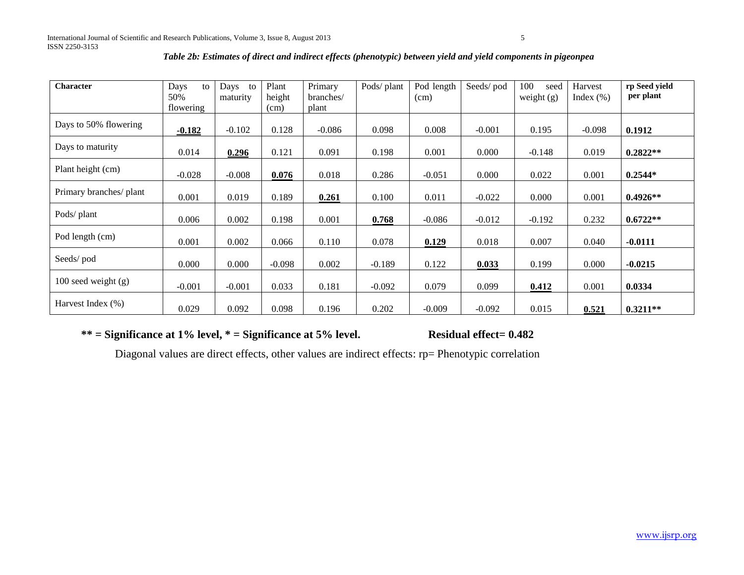*Table 2b: Estimates of direct and indirect effects (phenotypic) between yield and yield components in pigeonpea*

| **Character** | Days to 50% flowering | Days to maturity | Plant height (cm) | Primary branches/ plant | Pods/ plant | Pod length (cm) | Seeds/ pod | 100 seed weight (g) | Harvest Index (%) | **rp Seed yield per plant** |
|---|---|---|---|---|---|---|---|---|---|---|
| Days to 50% flowering | **-0.182** | -0.102 | 0.128 | -0.086 | 0.098 | 0.008 | -0.001 | 0.195 | -0.098 | **0.1912** |
| Days to maturity | 0.014 | **0.296** | 0.121 | 0.091 | 0.198 | 0.001 | 0.000 | -0.148 | 0.019 | **0.2822**** |
| Plant height (cm) | -0.028 | -0.008 | **0.076** | 0.018 | 0.286 | -0.051 | 0.000 | 0.022 | 0.001 | **0.2544*** |
| Primary branches/ plant | 0.001 | 0.019 | 0.189 | **0.261** | 0.100 | 0.011 | -0.022 | 0.000 | 0.001 | **0.4926**** |
| Pods/ plant | 0.006 | 0.002 | 0.198 | 0.001 | **0.768** | -0.086 | -0.012 | -0.192 | 0.232 | **0.6722**** |
| Pod length (cm) | 0.001 | 0.002 | 0.066 | 0.110 | 0.078 | **0.129** | 0.018 | 0.007 | 0.040 | **-0.0111** |
| Seeds/ pod | 0.000 | 0.000 | -0.098 | 0.002 | -0.189 | 0.122 | **0.033** | 0.199 | 0.000 | **-0.0215** |
| 100 seed weight (g) | -0.001 | -0.001 | 0.033 | 0.181 | -0.092 | 0.079 | 0.099 | **0.412** | 0.001 | **0.0334** |
| Harvest Index (%) | 0.029 | 0.092 | 0.098 | 0.196 | 0.202 | -0.009 | -0.092 | 0.015 | **0.521** | **0.3211**** |

**** = Significance at 1% level, * = Significance at 5% level.** **Residual effect= 0.482**

Diagonal values are direct effects, other values are indirect effects: rp= Phenotypic correlation